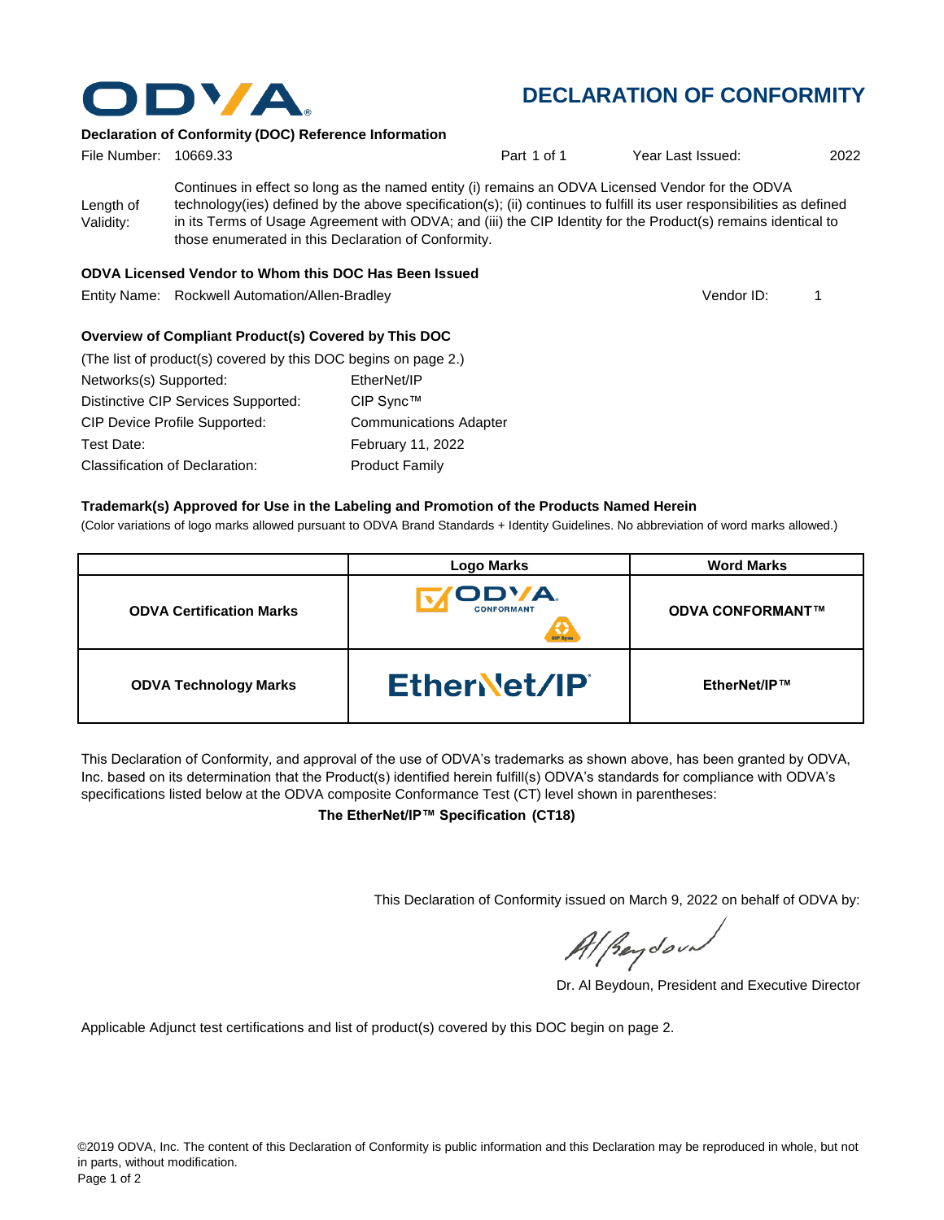ODVA

# DECLARATION OF CONFORMITY

### Declaration of Conformity (DOC) Reference Information

File Number: 10669.33 | Part 1 of 1 | Year Last Issued: 2022

Length of Validity: Continues in effect so long as the named entity (i) remains an ODVA Licensed Vendor for the ODVA technology(ies) defined by the above specification(s); (ii) continues to fulfill its user responsibilities as defined in its Terms of Usage Agreement with ODVA; and (iii) the CIP Identity for the Product(s) remains identical to those enumerated in this Declaration of Conformity.

### ODVA Licensed Vendor to Whom this DOC Has Been Issued

Entity Name: Rockwell Automation/Allen-Bradley | Vendor ID: 1

### Overview of Compliant Product(s) Covered by This DOC

(The list of product(s) covered by this DOC begins on page 2.)

| | |
|---|---|
| Networks(s) Supported: | EtherNet/IP |
| Distinctive CIP Services Supported: | CIP Sync™ |
| CIP Device Profile Supported: | Communications Adapter |
| Test Date: | February 11, 2022 |
| Classification of Declaration: | Product Family |

### Trademark(s) Approved for Use in the Labeling and Promotion of the Products Named Herein

(Color variations of logo marks allowed pursuant to ODVA Brand Standards + Identity Guidelines. No abbreviation of word marks allowed.)

| | Logo Marks | Word Marks |
|---|---|---|
| **ODVA Certification Marks** | ODVA CONFORMANT CIP Sync | **ODVA CONFORMANT™** |
| **ODVA Technology Marks** | EtherNet/IP | **EtherNet/IP™** |

This Declaration of Conformity, and approval of the use of ODVA's trademarks as shown above, has been granted by ODVA, Inc. based on its determination that the Product(s) identified herein fulfill(s) ODVA's standards for compliance with ODVA's specifications listed below at the ODVA composite Conformance Test (CT) level shown in parentheses:

**The EtherNet/IP™ Specification (CT18)**

This Declaration of Conformity issued on March 9, 2022 on behalf of ODVA by:

Dr. Al Beydoun, President and Executive Director

Applicable Adjunct test certifications and list of product(s) covered by this DOC begin on page 2.

©2019 ODVA, Inc. The content of this Declaration of Conformity is public information and this Declaration may be reproduced in whole, but not in parts, without modification.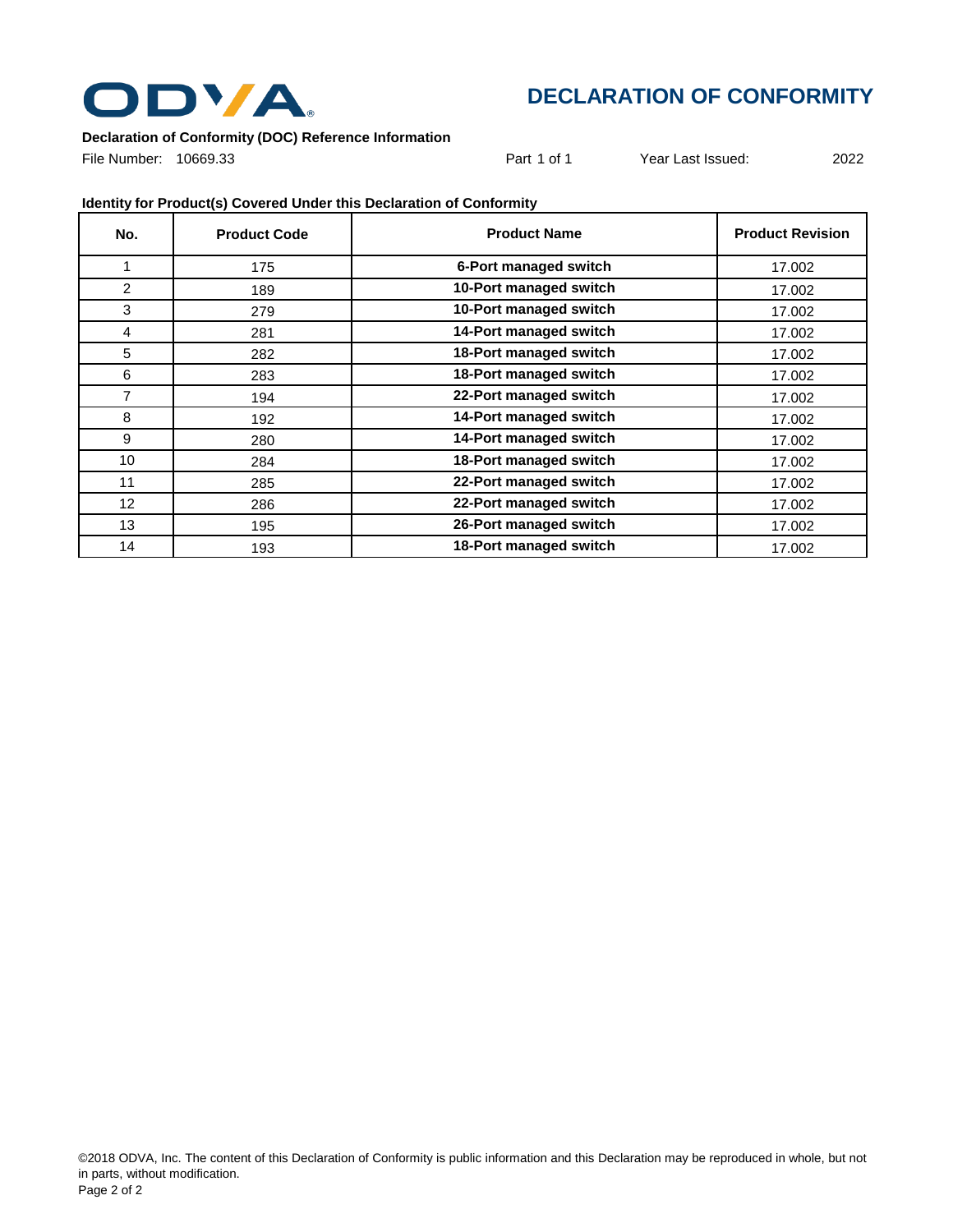ODVA

# DECLARATION OF CONFORMITY

**Declaration of Conformity (DOC) Reference Information**

File Number: 10669.33 Part 1 of 1 Year Last Issued: 2022

**Identity for Product(s) Covered Under this Declaration of Conformity**

| No. | Product Code | Product Name | Product Revision |
|---|---|---|---|
| 1 | 175 | **6-Port managed switch** | 17.002 |
| 2 | 189 | **10-Port managed switch** | 17.002 |
| 3 | 279 | **10-Port managed switch** | 17.002 |
| 4 | 281 | **14-Port managed switch** | 17.002 |
| 5 | 282 | **18-Port managed switch** | 17.002 |
| 6 | 283 | **18-Port managed switch** | 17.002 |
| 7 | 194 | **22-Port managed switch** | 17.002 |
| 8 | 192 | **14-Port managed switch** | 17.002 |
| 9 | 280 | **14-Port managed switch** | 17.002 |
| 10 | 284 | **18-Port managed switch** | 17.002 |
| 11 | 285 | **22-Port managed switch** | 17.002 |
| 12 | 286 | **22-Port managed switch** | 17.002 |
| 13 | 195 | **26-Port managed switch** | 17.002 |
| 14 | 193 | **18-Port managed switch** | 17.002 |

©2018 ODVA, Inc. The content of this Declaration of Conformity is public information and this Declaration may be reproduced in whole, but not in parts, without modification.